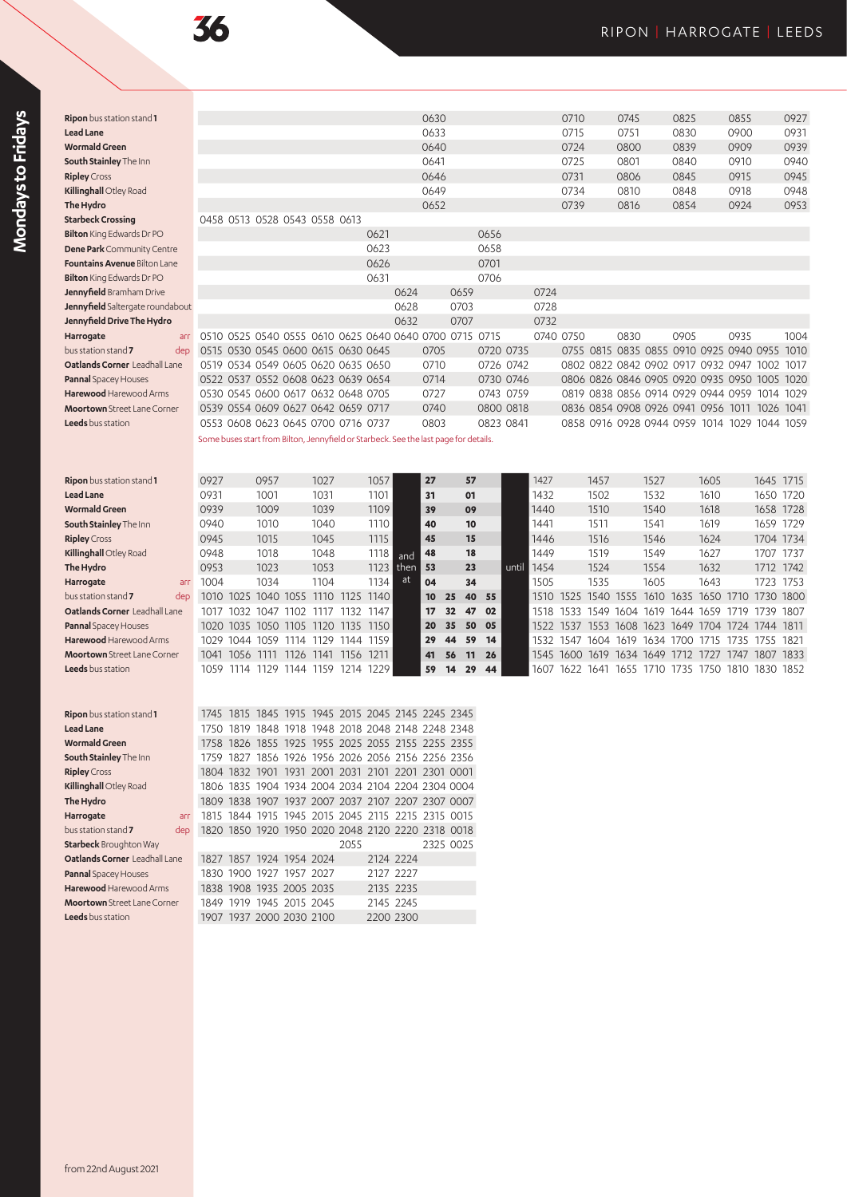# 36

## RIPON | HARROGATE | LEEDS

### Mondays to Fridays

| Stop | | | | | | | | | | | | | | | | | | | | | | | |
|---|---|---|---|---|---|---|---|---|---|---|---|---|---|---|---|---|---|---|---|---|---|---|---|
| **Ripon** bus station stand 1 | | | | | | | | | | 0630 | | | | | 0710 | | 0745 | | 0825 | | 0855 | | 0927 |
| **Lead Lane** | | | | | | | | | | 0633 | | | | | 0715 | | 0751 | | 0830 | | 0900 | | 0931 |
| **Wormald Green** | | | | | | | | | | 0640 | | | | | 0724 | | 0800 | | 0839 | | 0909 | | 0939 |
| **South Stainley** The Inn | | | | | | | | | | 0641 | | | | | 0725 | | 0801 | | 0840 | | 0910 | | 0940 |
| **Ripley** Cross | | | | | | | | | | 0646 | | | | | 0731 | | 0806 | | 0845 | | 0915 | | 0945 |
| **Killinghall** Otley Road | | | | | | | | | | 0649 | | | | | 0734 | | 0810 | | 0848 | | 0918 | | 0948 |
| **The Hydro** | | | | | | | | | | 0652 | | | | | 0739 | | 0816 | | 0854 | | 0924 | | 0953 |
| **Starbeck Crossing** | | 0458 | 0513 | 0528 | 0543 | 0558 | 0613 | | | | | | | | | | | | | | | | |
| **Bilton** King Edwards Dr PO | | | | | | | | 0621 | | | | 0656 | | | | | | | | | | | |
| **Dene Park** Community Centre | | | | | | | | 0623 | | | | 0658 | | | | | | | | | | | |
| **Fountains Avenue** Bilton Lane | | | | | | | | 0626 | | | | 0701 | | | | | | | | | | | |
| **Bilton** King Edwards Dr PO | | | | | | | | 0631 | | | | 0706 | | | | | | | | | | | |
| **Jennyfield** Bramham Drive | | | | | | | | | 0624 | | 0659 | | | 0724 | | | | | | | | | |
| **Jennyfield** Saltergate roundabout | | | | | | | | | 0628 | | 0703 | | | 0728 | | | | | | | | | |
| **Jennyfield Drive The Hydro** | | | | | | | | | 0632 | | 0707 | | | 0732 | | | | | | | | | |
| **Harrogate** | arr | 0510 | 0525 | 0540 | 0555 | 0610 | 0625 | 0640 | 0640 | 0700 | | 0715 | | 0740 | 0750 | | 0830 | | 0905 | | 0935 | | 1004 |
| bus station stand 7 | dep | 0515 | 0530 | 0545 | 0600 | 0615 | 0630 | 0645 | | 0705 | | 0720 | 0735 | | 0755 | 0815 | 0835 | 0855 | 0910 | 0925 | 0940 | 0955 | 1010 |
| **Oatlands Corner** Leadhall Lane | | 0519 | 0534 | 0549 | 0605 | 0620 | 0635 | 0650 | | 0710 | | 0726 | 0742 | | 0802 | 0822 | 0842 | 0902 | 0917 | 0932 | 0947 | 1002 | 1017 |
| **Pannal** Spacey Houses | | 0522 | 0537 | 0552 | 0608 | 0623 | 0639 | 0654 | | 0714 | | 0730 | 0746 | | 0806 | 0826 | 0846 | 0905 | 0920 | 0935 | 0950 | 1005 | 1020 |
| **Harewood** Harewood Arms | | 0530 | 0545 | 0600 | 0617 | 0632 | 0648 | 0705 | | 0727 | | 0743 | 0759 | | 0819 | 0838 | 0856 | 0914 | 0929 | 0944 | 0959 | 1014 | 1029 |
| **Moortown** Street Lane Corner | | 0539 | 0554 | 0609 | 0627 | 0642 | 0659 | 0717 | | 0740 | | 0800 | 0818 | | 0836 | 0854 | 0908 | 0926 | 0941 | 0956 | 1011 | 1026 | 1041 |
| **Leeds** bus station | | 0553 | 0608 | 0623 | 0645 | 0700 | 0716 | 0737 | | 0803 | | 0823 | 0841 | | 0858 | 0916 | 0928 | 0944 | 0959 | 1014 | 1029 | 1044 | 1059 |

Some buses start from Bilton, Jennyfield or Starbeck. See the last page for details.

| Stop | | | | | | | | | | | | | | | | | | | | | | | | |
|---|---|---|---|---|---|---|---|---|---|---|---|---|---|---|---|---|---|---|---|---|---|---|---|---|
| **Ripon** bus station stand 1 | | 0927 | | 0957 | | 1027 | | 1057 | and then at | 27 | | 57 | | until | 1427 | | 1457 | | 1527 | | 1605 | | 1645 | 1715 |
| **Lead Lane** | | 0931 | | 1001 | | 1031 | | 1101 | | 31 | | 01 | | | 1432 | | 1502 | | 1532 | | 1610 | | 1650 | 1720 |
| **Wormald Green** | | 0939 | | 1009 | | 1039 | | 1109 | | 39 | | 09 | | | 1440 | | 1510 | | 1540 | | 1618 | | 1658 | 1728 |
| **South Stainley** The Inn | | 0940 | | 1010 | | 1040 | | 1110 | | 40 | | 10 | | | 1441 | | 1511 | | 1541 | | 1619 | | 1659 | 1729 |
| **Ripley** Cross | | 0945 | | 1015 | | 1045 | | 1115 | | 45 | | 15 | | | 1446 | | 1516 | | 1546 | | 1624 | | 1704 | 1734 |
| **Killinghall** Otley Road | | 0948 | | 1018 | | 1048 | | 1118 | | 48 | | 18 | | | 1449 | | 1519 | | 1549 | | 1627 | | 1707 | 1737 |
| **The Hydro** | | 0953 | | 1023 | | 1053 | | 1123 | | 53 | | 23 | | | 1454 | | 1524 | | 1554 | | 1632 | | 1712 | 1742 |
| **Harrogate** | arr | 1004 | | 1034 | | 1104 | | 1134 | | 04 | | 34 | | | 1505 | | 1535 | | 1605 | | 1643 | | 1723 | 1753 |
| bus station stand 7 | dep | 1010 | 1025 | 1040 | 1055 | 1110 | 1125 | 1140 | | 10 | 25 | 40 | 55 | | 1510 | 1525 | 1540 | 1555 | 1610 | 1635 | 1650 | 1710 | 1730 | 1800 |
| **Oatlands Corner** Leadhall Lane | | 1017 | 1032 | 1047 | 1102 | 1117 | 1132 | 1147 | | 17 | 32 | 47 | 02 | | 1518 | 1533 | 1549 | 1604 | 1619 | 1644 | 1659 | 1719 | 1739 | 1807 |
| **Pannal** Spacey Houses | | 1020 | 1035 | 1050 | 1105 | 1120 | 1135 | 1150 | | 20 | 35 | 50 | 05 | | 1522 | 1537 | 1553 | 1608 | 1623 | 1649 | 1704 | 1724 | 1744 | 1811 |
| **Harewood** Harewood Arms | | 1029 | 1044 | 1059 | 1114 | 1129 | 1144 | 1159 | | 29 | 44 | 59 | 14 | | 1532 | 1547 | 1604 | 1619 | 1634 | 1700 | 1715 | 1735 | 1755 | 1821 |
| **Moortown** Street Lane Corner | | 1041 | 1056 | 1111 | 1126 | 1141 | 1156 | 1211 | | 41 | 56 | 11 | 26 | | 1545 | 1600 | 1619 | 1634 | 1649 | 1712 | 1727 | 1747 | 1807 | 1833 |
| **Leeds** bus station | | 1059 | 1114 | 1129 | 1144 | 1159 | 1214 | 1229 | | 59 | 14 | 29 | 44 | | 1607 | 1622 | 1641 | 1655 | 1710 | 1735 | 1750 | 1810 | 1830 | 1852 |

| Stop | | | | | | | | | | | |
|---|---|---|---|---|---|---|---|---|---|---|---|
| **Ripon** bus station stand 1 | | 1745 | 1815 | 1845 | 1915 | 1945 | 2015 | 2045 | 2145 | 2245 | 2345 |
| **Lead Lane** | | 1750 | 1819 | 1848 | 1918 | 1948 | 2018 | 2048 | 2148 | 2248 | 2348 |
| **Wormald Green** | | 1758 | 1826 | 1855 | 1925 | 1955 | 2025 | 2055 | 2155 | 2255 | 2355 |
| **South Stainley** The Inn | | 1759 | 1827 | 1856 | 1926 | 1956 | 2026 | 2056 | 2156 | 2256 | 2356 |
| **Ripley** Cross | | 1804 | 1832 | 1901 | 1931 | 2001 | 2031 | 2101 | 2201 | 2301 | 0001 |
| **Killinghall** Otley Road | | 1806 | 1835 | 1904 | 1934 | 2004 | 2034 | 2104 | 2204 | 2304 | 0004 |
| **The Hydro** | | 1809 | 1838 | 1907 | 1937 | 2007 | 2037 | 2107 | 2207 | 2307 | 0007 |
| **Harrogate** | arr | 1815 | 1844 | 1915 | 1945 | 2015 | 2045 | 2115 | 2215 | 2315 | 0015 |
| bus station stand 7 | dep | 1820 | 1850 | 1920 | 1950 | 2020 | 2048 | 2120 | 2220 | 2318 | 0018 |
| **Starbeck** Broughton Way | | | | | | | 2055 | | | 2325 | 0025 |
| **Oatlands Corner** Leadhall Lane | | 1827 | 1857 | 1924 | 1954 | 2024 | | 2124 | 2224 | | |
| **Pannal** Spacey Houses | | 1830 | 1900 | 1927 | 1957 | 2027 | | 2127 | 2227 | | |
| **Harewood** Harewood Arms | | 1838 | 1908 | 1935 | 2005 | 2035 | | 2135 | 2235 | | |
| **Moortown** Street Lane Corner | | 1849 | 1919 | 1945 | 2015 | 2045 | | 2145 | 2245 | | |
| **Leeds** bus station | | 1907 | 1937 | 2000 | 2030 | 2100 | | 2200 | 2300 | | |

from 22nd August 2021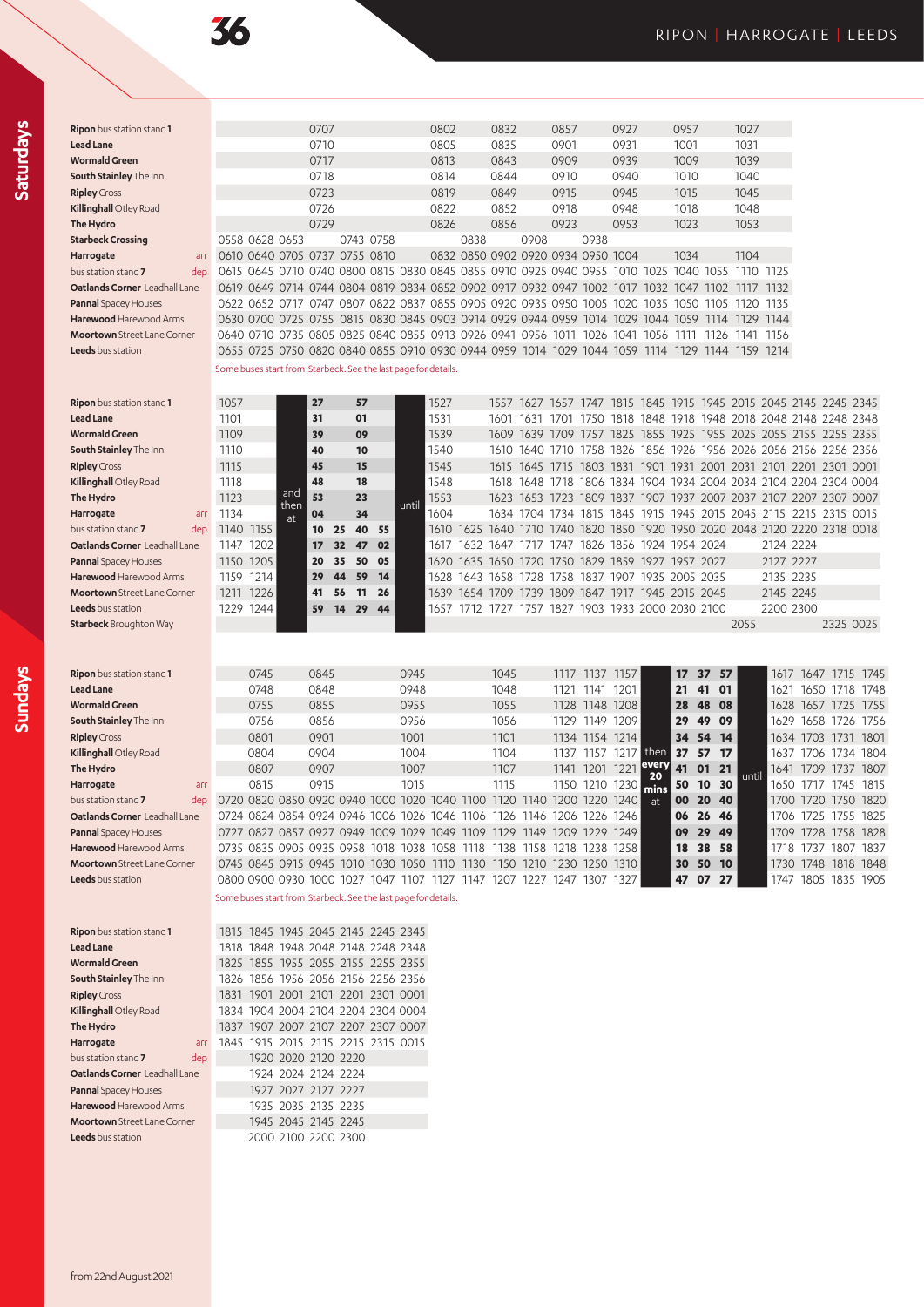# 36 Ripon | Harrogate | Leeds

## Saturdays

| Stop | | | | | | | | | | | | | | | | | | | |
|---|---|---|---|---|---|---|---|---|---|---|---|---|---|---|---|---|---|---|---|
| **Ripon** bus station stand **1** | | | | 0707 | | | | 0802 | | 0832 | | 0857 | | 0927 | | 0957 | | 1027 | |
| **Lead Lane** | | | | 0710 | | | | 0805 | | 0835 | | 0901 | | 0931 | | 1001 | | 1031 | |
| **Wormald Green** | | | | 0717 | | | | 0813 | | 0843 | | 0909 | | 0939 | | 1009 | | 1039 | |
| **South Stainley** The Inn | | | | 0718 | | | | 0814 | | 0844 | | 0910 | | 0940 | | 1010 | | 1040 | |
| **Ripley** Cross | | | | 0723 | | | | 0819 | | 0849 | | 0915 | | 0945 | | 1015 | | 1045 | |
| **Killinghall** Otley Road | | | | 0726 | | | | 0822 | | 0852 | | 0918 | | 0948 | | 1018 | | 1048 | |
| **The Hydro** | | | | 0729 | | | | 0826 | | 0856 | | 0923 | | 0953 | | 1023 | | 1053 | |
| **Starbeck Crossing** | 0558 | 0628 | 0653 | | 0743 | 0758 | | | 0838 | | 0908 | | 0938 | | | | | | |
| **Harrogate** arr | 0610 | 0640 | 0705 | 0737 | 0755 | 0810 | | 0832 | 0850 | 0902 | 0920 | 0934 | 0950 | 1004 | | 1034 | | 1104 | |
| bus station stand **7** dep | 0615 | 0645 | 0710 | 0740 | 0800 | 0815 | 0830 | 0845 | 0855 | 0910 | 0925 | 0940 | 0955 | 1010 | 1025 | 1040 | 1055 | 1110 | 1125 |
| **Oatlands Corner** Leadhall Lane | 0619 | 0649 | 0714 | 0744 | 0804 | 0819 | 0834 | 0852 | 0902 | 0917 | 0932 | 0947 | 1002 | 1017 | 1032 | 1047 | 1102 | 1117 | 1132 |
| **Pannal** Spacey Houses | 0622 | 0652 | 0717 | 0747 | 0807 | 0822 | 0837 | 0855 | 0905 | 0920 | 0935 | 0950 | 1005 | 1020 | 1035 | 1050 | 1105 | 1120 | 1135 |
| **Harewood** Harewood Arms | 0630 | 0700 | 0725 | 0755 | 0815 | 0830 | 0845 | 0903 | 0914 | 0929 | 0944 | 0959 | 1014 | 1029 | 1044 | 1059 | 1114 | 1129 | 1144 |
| **Moortown** Street Lane Corner | 0640 | 0710 | 0735 | 0805 | 0825 | 0840 | 0855 | 0913 | 0926 | 0941 | 0956 | 1011 | 1026 | 1041 | 1056 | 1111 | 1126 | 1141 | 1156 |
| **Leeds** bus station | 0655 | 0725 | 0750 | 0820 | 0840 | 0855 | 0910 | 0930 | 0944 | 0959 | 1014 | 1029 | 1044 | 1059 | 1114 | 1129 | 1144 | 1159 | 1214 |

Some buses start from Starbeck. See the last page for details.

| Stop | | | | | | | | | | | | | | | | | | | | | | | |
|---|---|---|---|---|---|---|---|---|---|---|---|---|---|---|---|---|---|---|---|---|---|---|---|
| **Ripon** bus station stand **1** | 1057 | | | **27** | | **57** | | | 1527 | | 1557 | 1627 | 1657 | 1747 | 1815 | 1845 | 1915 | 1945 | 2015 | 2045 | 2145 | 2245 | 2345 |
| **Lead Lane** | 1101 | | | **31** | | **01** | | | 1531 | | 1601 | 1631 | 1701 | 1750 | 1818 | 1848 | 1918 | 1948 | 2018 | 2048 | 2148 | 2248 | 2348 |
| **Wormald Green** | 1109 | | | **39** | | **09** | | | 1539 | | 1609 | 1639 | 1709 | 1757 | 1825 | 1855 | 1925 | 1955 | 2025 | 2055 | 2155 | 2255 | 2355 |
| **South Stainley** The Inn | 1110 | | | **40** | | **10** | | | 1540 | | 1610 | 1640 | 1710 | 1758 | 1826 | 1856 | 1926 | 1956 | 2026 | 2056 | 2156 | 2256 | 2356 |
| **Ripley** Cross | 1115 | | | **45** | | **15** | | | 1545 | | 1615 | 1645 | 1715 | 1803 | 1831 | 1901 | 1931 | 2001 | 2031 | 2101 | 2201 | 2301 | 0001 |
| **Killinghall** Otley Road | 1118 | | | **48** | | **18** | | | 1548 | | 1618 | 1648 | 1718 | 1806 | 1834 | 1904 | 1934 | 2004 | 2034 | 2104 | 2204 | 2304 | 0004 |
| **The Hydro** | 1123 | | and then at | **53** | | **23** | | | 1553 | | 1623 | 1653 | 1723 | 1809 | 1837 | 1907 | 1937 | 2007 | 2037 | 2107 | 2207 | 2307 | 0007 |
| **Harrogate** arr | 1134 | | | **04** | | **34** | | until | 1604 | | 1634 | 1704 | 1734 | 1815 | 1845 | 1915 | 1945 | 2015 | 2045 | 2115 | 2215 | 2315 | 0015 |
| bus station stand **7** dep | 1140 | 1155 | | **10** | **25** | **40** | **55** | | 1610 | 1625 | 1640 | 1710 | 1740 | 1820 | 1850 | 1920 | 1950 | 2020 | 2048 | 2120 | 2220 | 2318 | 0018 |
| **Oatlands Corner** Leadhall Lane | 1147 | 1202 | | **17** | **32** | **47** | **02** | | 1617 | 1632 | 1647 | 1717 | 1747 | 1826 | 1856 | 1924 | 1954 | 2024 | | 2124 | 2224 | | |
| **Pannal** Spacey Houses | 1150 | 1205 | | **20** | **35** | **50** | **05** | | 1620 | 1635 | 1650 | 1720 | 1750 | 1829 | 1859 | 1927 | 1957 | 2027 | | 2127 | 2227 | | |
| **Harewood** Harewood Arms | 1159 | 1214 | | **29** | **44** | **59** | **14** | | 1628 | 1643 | 1658 | 1728 | 1758 | 1837 | 1907 | 1935 | 2005 | 2035 | | 2135 | 2235 | | |
| **Moortown** Street Lane Corner | 1211 | 1226 | | **41** | **56** | **11** | **26** | | 1639 | 1654 | 1709 | 1739 | 1809 | 1847 | 1917 | 1945 | 2015 | 2045 | | 2145 | 2245 | | |
| **Leeds** bus station | 1229 | 1244 | | **59** | **14** | **29** | **44** | | 1657 | 1712 | 1727 | 1757 | 1827 | 1903 | 1933 | 2000 | 2030 | 2100 | | 2200 | 2300 | | |
| **Starbeck** Broughton Way | | | | | | | | | | | | | | | | | | | 2055 | | | 2325 | 0025 |

## Sundays

| Stop | | | | | | | | | | | | | | | | | | | | | | | |
|---|---|---|---|---|---|---|---|---|---|---|---|---|---|---|---|---|---|---|---|---|---|---|---|
| **Ripon** bus station stand **1** | | 0745 | | 0845 | | | 0945 | | | 1045 | | 1117 | 1137 | 1157 | | **17** | **37** | **57** | | 1617 | 1647 | 1715 | 1745 |
| **Lead Lane** | | 0748 | | 0848 | | | 0948 | | | 1048 | | 1121 | 1141 | 1201 | | **21** | **41** | **01** | | 1621 | 1650 | 1718 | 1748 |
| **Wormald Green** | | 0755 | | 0855 | | | 0955 | | | 1055 | | 1128 | 1148 | 1208 | | **28** | **48** | **08** | | 1628 | 1657 | 1725 | 1755 |
| **South Stainley** The Inn | | 0756 | | 0856 | | | 0956 | | | 1056 | | 1129 | 1149 | 1209 | | **29** | **49** | **09** | | 1629 | 1658 | 1726 | 1756 |
| **Ripley** Cross | | 0801 | | 0901 | | | 1001 | | | 1101 | | 1134 | 1154 | 1214 | | **34** | **54** | **14** | | 1634 | 1703 | 1731 | 1801 |
| **Killinghall** Otley Road | | 0804 | | 0904 | | | 1004 | | | 1104 | | 1137 | 1157 | 1217 | then | **37** | **57** | **17** | | 1637 | 1706 | 1734 | 1804 |
| **The Hydro** | | 0807 | | 0907 | | | 1007 | | | 1107 | | 1141 | 1201 | 1221 | **every 20 mins** | **41** | **01** | **21** | until | 1641 | 1709 | 1737 | 1807 |
| **Harrogate** arr | | 0815 | | 0915 | | | 1015 | | | 1115 | | 1150 | 1210 | 1230 | at | **50** | **10** | **30** | | 1650 | 1717 | 1745 | 1815 |
| bus station stand **7** dep | 0720 | 0820 | 0850 | 0920 | 0940 | 1000 | 1020 | 1040 | 1100 | 1120 | 1140 | 1200 | 1220 | 1240 | | **00** | **20** | **40** | | 1700 | 1720 | 1750 | 1820 |
| **Oatlands Corner** Leadhall Lane | 0724 | 0824 | 0854 | 0924 | 0946 | 1006 | 1026 | 1046 | 1106 | 1126 | 1146 | 1206 | 1226 | 1246 | | **06** | **26** | **46** | | 1706 | 1725 | 1755 | 1825 |
| **Pannal** Spacey Houses | 0727 | 0827 | 0857 | 0927 | 0949 | 1009 | 1029 | 1049 | 1109 | 1129 | 1149 | 1209 | 1229 | 1249 | | **09** | **29** | **49** | | 1709 | 1728 | 1758 | 1828 |
| **Harewood** Harewood Arms | 0735 | 0835 | 0905 | 0935 | 0958 | 1018 | 1038 | 1058 | 1118 | 1138 | 1158 | 1218 | 1238 | 1258 | | **18** | **38** | **58** | | 1718 | 1737 | 1807 | 1837 |
| **Moortown** Street Lane Corner | 0745 | 0845 | 0915 | 0945 | 1010 | 1030 | 1050 | 1110 | 1130 | 1150 | 1210 | 1230 | 1250 | 1310 | | **30** | **50** | **10** | | 1730 | 1748 | 1818 | 1848 |
| **Leeds** bus station | 0800 | 0900 | 0930 | 1000 | 1027 | 1047 | 1107 | 1127 | 1147 | 1207 | 1227 | 1247 | 1307 | 1327 | | **47** | **07** | **27** | | 1747 | 1805 | 1835 | 1905 |

Some buses start from Starbeck. See the last page for details.

| Stop | | | | | | | |
|---|---|---|---|---|---|---|---|
| **Ripon** bus station stand **1** | 1815 | 1845 | 1945 | 2045 | 2145 | 2245 | 2345 |
| **Lead Lane** | 1818 | 1848 | 1948 | 2048 | 2148 | 2248 | 2348 |
| **Wormald Green** | 1825 | 1855 | 1955 | 2055 | 2155 | 2255 | 2355 |
| **South Stainley** The Inn | 1826 | 1856 | 1956 | 2056 | 2156 | 2256 | 2356 |
| **Ripley** Cross | 1831 | 1901 | 2001 | 2101 | 2201 | 2301 | 0001 |
| **Killinghall** Otley Road | 1834 | 1904 | 2004 | 2104 | 2204 | 2304 | 0004 |
| **The Hydro** | 1837 | 1907 | 2007 | 2107 | 2207 | 2307 | 0007 |
| **Harrogate** arr | 1845 | 1915 | 2015 | 2115 | 2215 | 2315 | 0015 |
| bus station stand **7** dep | | 1920 | 2020 | 2120 | 2220 | | |
| **Oatlands Corner** Leadhall Lane | | 1924 | 2024 | 2124 | 2224 | | |
| **Pannal** Spacey Houses | | 1927 | 2027 | 2127 | 2227 | | |
| **Harewood** Harewood Arms | | 1935 | 2035 | 2135 | 2235 | | |
| **Moortown** Street Lane Corner | | 1945 | 2045 | 2145 | 2245 | | |
| **Leeds** bus station | | 2000 | 2100 | 2200 | 2300 | | |

from 22nd August 2021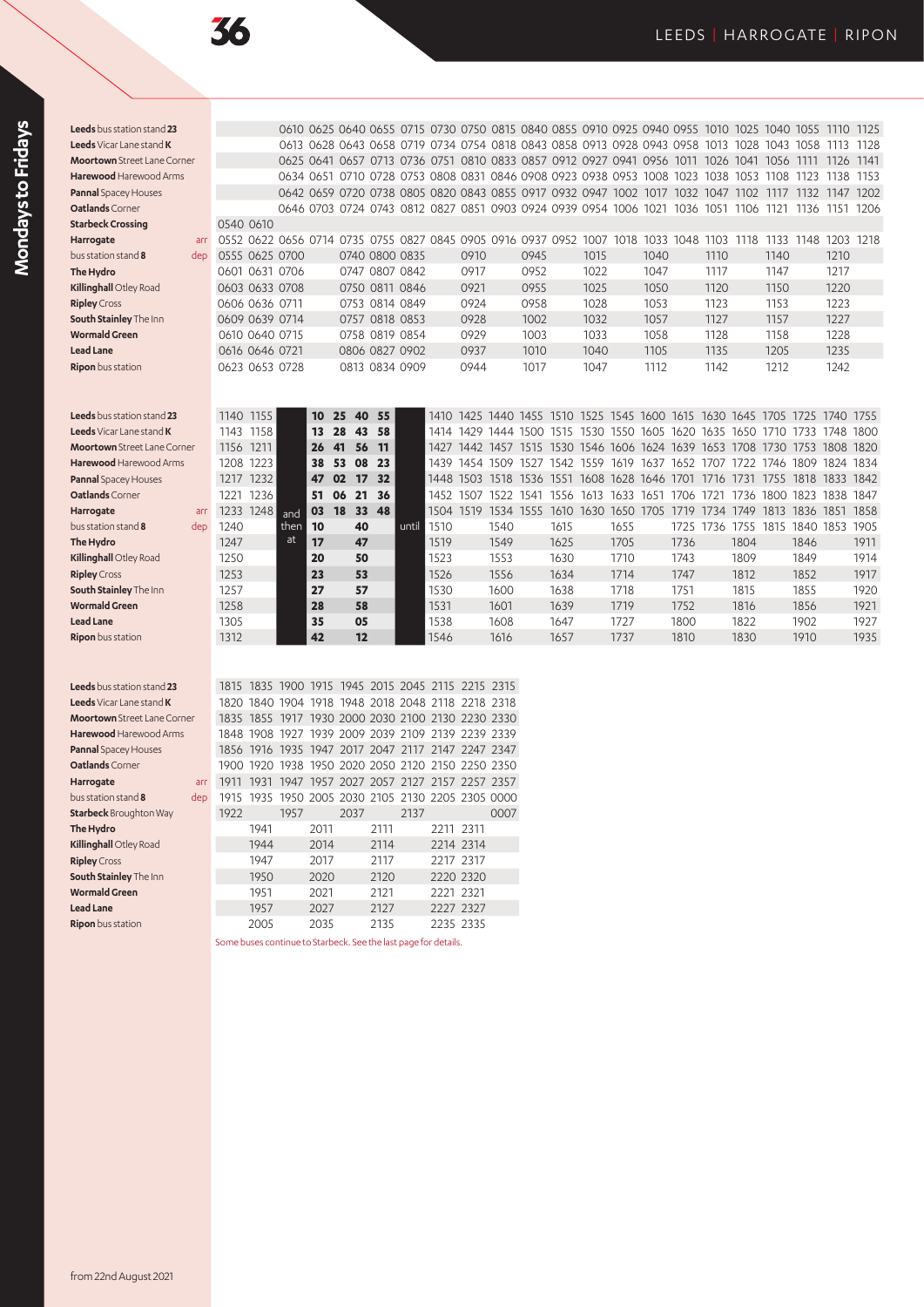# 36 LEEDS | HARROGATE | RIPON

## Mondays to Fridays

| Stop | | | | | | | | | | | | | | | | | | | | | | |
|---|---|---|---|---|---|---|---|---|---|---|---|---|---|---|---|---|---|---|---|---|---|---|
| **Leeds** bus station stand **23** | | | 0610 | 0625 | 0640 | 0655 | 0715 | 0730 | 0750 | 0815 | 0840 | 0855 | 0910 | 0925 | 0940 | 0955 | 1010 | 1025 | 1040 | 1055 | 1110 | 1125 |
| **Leeds** Vicar Lane stand **K** | | | 0613 | 0628 | 0643 | 0658 | 0719 | 0734 | 0754 | 0818 | 0843 | 0858 | 0913 | 0928 | 0943 | 0958 | 1013 | 1028 | 1043 | 1058 | 1113 | 1128 |
| **Moortown** Street Lane Corner | | | 0625 | 0641 | 0657 | 0713 | 0736 | 0751 | 0810 | 0833 | 0857 | 0912 | 0927 | 0941 | 0956 | 1011 | 1026 | 1041 | 1056 | 1111 | 1126 | 1141 |
| **Harewood** Harewood Arms | | | 0634 | 0651 | 0710 | 0728 | 0753 | 0808 | 0831 | 0846 | 0908 | 0923 | 0938 | 0953 | 1008 | 1023 | 1038 | 1053 | 1108 | 1123 | 1138 | 1153 |
| **Pannal** Spacey Houses | | | 0642 | 0659 | 0720 | 0738 | 0805 | 0820 | 0843 | 0855 | 0917 | 0932 | 0947 | 1002 | 1017 | 1032 | 1047 | 1102 | 1117 | 1132 | 1147 | 1202 |
| **Oatlands** Corner | | | 0646 | 0703 | 0724 | 0743 | 0812 | 0827 | 0851 | 0903 | 0924 | 0939 | 0954 | 1006 | 1021 | 1036 | 1051 | 1106 | 1121 | 1136 | 1151 | 1206 |
| **Starbeck Crossing** | 0540 | 0610 | | | | | | | | | | | | | | | | | | | | |
| **Harrogate** arr | 0552 | 0622 | 0656 | 0714 | 0735 | 0755 | 0827 | 0845 | 0905 | 0916 | 0937 | 0952 | 1007 | 1018 | 1033 | 1048 | 1103 | 1118 | 1133 | 1148 | 1203 | 1218 |
| bus station stand **8** dep | 0555 | 0625 | 0700 | | 0740 | 0800 | 0835 | | 0910 | | 0945 | | 1015 | | 1040 | | 1110 | | 1140 | | 1210 | |
| **The Hydro** | 0601 | 0631 | 0706 | | 0747 | 0807 | 0842 | | 0917 | | 0952 | | 1022 | | 1047 | | 1117 | | 1147 | | 1217 | |
| **Killinghall** Otley Road | 0603 | 0633 | 0708 | | 0750 | 0811 | 0846 | | 0921 | | 0955 | | 1025 | | 1050 | | 1120 | | 1150 | | 1220 | |
| **Ripley** Cross | 0606 | 0636 | 0711 | | 0753 | 0814 | 0849 | | 0924 | | 0958 | | 1028 | | 1053 | | 1123 | | 1153 | | 1223 | |
| **South Stainley** The Inn | 0609 | 0639 | 0714 | | 0757 | 0818 | 0853 | | 0928 | | 1002 | | 1032 | | 1057 | | 1127 | | 1157 | | 1227 | |
| **Wormald Green** | 0610 | 0640 | 0715 | | 0758 | 0819 | 0854 | | 0929 | | 1003 | | 1033 | | 1058 | | 1128 | | 1158 | | 1228 | |
| **Lead Lane** | 0616 | 0646 | 0721 | | 0806 | 0827 | 0902 | | 0937 | | 1010 | | 1040 | | 1105 | | 1135 | | 1205 | | 1235 | |
| **Ripon** bus station | 0623 | 0653 | 0728 | | 0813 | 0834 | 0909 | | 0944 | | 1017 | | 1047 | | 1112 | | 1142 | | 1212 | | 1242 | |

| Stop | | | | | | | | | | | | | | | | | | | | | | | |
|---|---|---|---|---|---|---|---|---|---|---|---|---|---|---|---|---|---|---|---|---|---|---|---|
| **Leeds** bus station stand **23** | 1140 | 1155 | | 10 | 25 | 40 | 55 | | 1410 | 1425 | 1440 | 1455 | 1510 | 1525 | 1545 | 1600 | 1615 | 1630 | 1645 | 1705 | 1725 | 1740 | 1755 |
| **Leeds** Vicar Lane stand **K** | 1143 | 1158 | | 13 | 28 | 43 | 58 | | 1414 | 1429 | 1444 | 1500 | 1515 | 1530 | 1550 | 1605 | 1620 | 1635 | 1650 | 1710 | 1733 | 1748 | 1800 |
| **Moortown** Street Lane Corner | 1156 | 1211 | | 26 | 41 | 56 | 11 | | 1427 | 1442 | 1457 | 1515 | 1530 | 1546 | 1606 | 1624 | 1639 | 1653 | 1708 | 1730 | 1753 | 1808 | 1820 |
| **Harewood** Harewood Arms | 1208 | 1223 | | 38 | 53 | 08 | 23 | | 1439 | 1454 | 1509 | 1527 | 1542 | 1559 | 1619 | 1637 | 1652 | 1707 | 1722 | 1746 | 1809 | 1824 | 1834 |
| **Pannal** Spacey Houses | 1217 | 1232 | | 47 | 02 | 17 | 32 | | 1448 | 1503 | 1518 | 1536 | 1551 | 1608 | 1628 | 1646 | 1701 | 1716 | 1731 | 1755 | 1818 | 1833 | 1842 |
| **Oatlands** Corner | 1221 | 1236 | | 51 | 06 | 21 | 36 | | 1452 | 1507 | 1522 | 1541 | 1556 | 1613 | 1633 | 1651 | 1706 | 1721 | 1736 | 1800 | 1823 | 1838 | 1847 |
| **Harrogate** arr | 1233 | 1248 | and | 03 | 18 | 33 | 48 | | 1504 | 1519 | 1534 | 1555 | 1610 | 1630 | 1650 | 1705 | 1719 | 1734 | 1749 | 1813 | 1836 | 1851 | 1858 |
| bus station stand **8** dep | 1240 | | then | 10 | | 40 | | until | 1510 | | 1540 | | 1615 | | 1655 | | 1725 | 1736 | 1755 | 1815 | 1840 | 1853 | 1905 |
| **The Hydro** | 1247 | | at | 17 | | 47 | | | 1519 | | 1549 | | 1625 | | 1705 | | 1736 | | 1804 | | 1846 | | 1911 |
| **Killinghall** Otley Road | 1250 | | | 20 | | 50 | | | 1523 | | 1553 | | 1630 | | 1710 | | 1743 | | 1809 | | 1849 | | 1914 |
| **Ripley** Cross | 1253 | | | 23 | | 53 | | | 1526 | | 1556 | | 1634 | | 1714 | | 1747 | | 1812 | | 1852 | | 1917 |
| **South Stainley** The Inn | 1257 | | | 27 | | 57 | | | 1530 | | 1600 | | 1638 | | 1718 | | 1751 | | 1815 | | 1855 | | 1920 |
| **Wormald Green** | 1258 | | | 28 | | 58 | | | 1531 | | 1601 | | 1639 | | 1719 | | 1752 | | 1816 | | 1856 | | 1921 |
| **Lead Lane** | 1305 | | | 35 | | 05 | | | 1538 | | 1608 | | 1647 | | 1727 | | 1800 | | 1822 | | 1902 | | 1927 |
| **Ripon** bus station | 1312 | | | 42 | | 12 | | | 1546 | | 1616 | | 1657 | | 1737 | | 1810 | | 1830 | | 1910 | | 1935 |

| Stop | | | | | | | | | | |
|---|---|---|---|---|---|---|---|---|---|---|
| **Leeds** bus station stand **23** | 1815 | 1835 | 1900 | 1915 | 1945 | 2015 | 2045 | 2115 | 2215 | 2315 |
| **Leeds** Vicar Lane stand **K** | 1820 | 1840 | 1904 | 1918 | 1948 | 2018 | 2048 | 2118 | 2218 | 2318 |
| **Moortown** Street Lane Corner | 1835 | 1855 | 1917 | 1930 | 2000 | 2030 | 2100 | 2130 | 2230 | 2330 |
| **Harewood** Harewood Arms | 1848 | 1908 | 1927 | 1939 | 2009 | 2039 | 2109 | 2139 | 2239 | 2339 |
| **Pannal** Spacey Houses | 1856 | 1916 | 1935 | 1947 | 2017 | 2047 | 2117 | 2147 | 2247 | 2347 |
| **Oatlands** Corner | 1900 | 1920 | 1938 | 1950 | 2020 | 2050 | 2120 | 2150 | 2250 | 2350 |
| **Harrogate** arr | 1911 | 1931 | 1947 | 1957 | 2027 | 2057 | 2127 | 2157 | 2257 | 2357 |
| bus station stand **8** dep | 1915 | 1935 | 1950 | 2005 | 2030 | 2105 | 2130 | 2205 | 2305 | 0000 |
| **Starbeck** Broughton Way | 1922 | | 1957 | | 2037 | | 2137 | | | 0007 |
| **The Hydro** | | 1941 | | 2011 | | 2111 | | 2211 | 2311 | |
| **Killinghall** Otley Road | | 1944 | | 2014 | | 2114 | | 2214 | 2314 | |
| **Ripley** Cross | | 1947 | | 2017 | | 2117 | | 2217 | 2317 | |
| **South Stainley** The Inn | | 1950 | | 2020 | | 2120 | | 2220 | 2320 | |
| **Wormald Green** | | 1951 | | 2021 | | 2121 | | 2221 | 2321 | |
| **Lead Lane** | | 1957 | | 2027 | | 2127 | | 2227 | 2327 | |
| **Ripon** bus station | | 2005 | | 2035 | | 2135 | | 2235 | 2335 | |

Some buses continue to Starbeck. See the last page for details.

from 22nd August 2021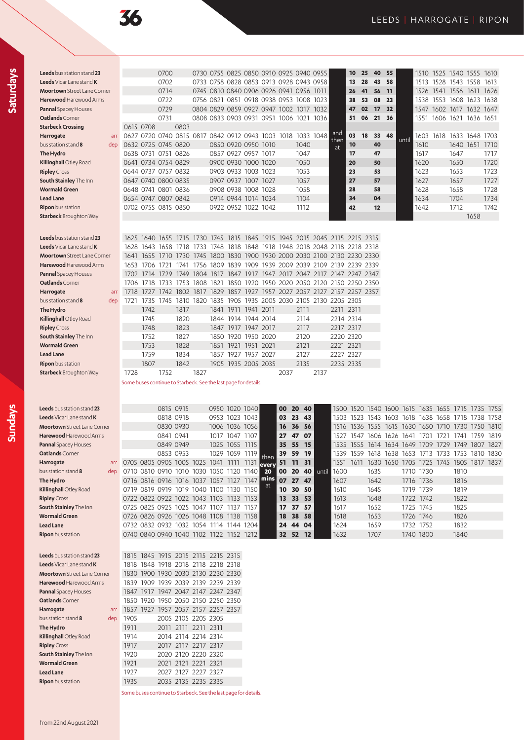# 36

LEEDS | HARROGATE | RIPON

## Saturdays

| Stop | | | | | | | | | | | | | and then at | | | | until | | | | |
|---|---|---|---|---|---|---|---|---|---|---|---|---|---|---|---|---|---|---|---|---|---|
| **Leeds** bus station stand **23** | | | 0700 | | 0730 | 0755 | 0825 | 0850 | 0910 | 0925 | 0940 | 0955 | 10 | 25 | 40 | 55 | | 1510 | 1525 | 1540 | 1555 | 1610 |
| **Leeds** Vicar Lane stand **K** | | | 0702 | | 0733 | 0758 | 0828 | 0853 | 0913 | 0928 | 0943 | 0958 | 13 | 28 | 43 | 58 | | 1513 | 1528 | 1543 | 1558 | 1613 |
| **Moortown** Street Lane Corner | | | 0714 | | 0745 | 0810 | 0840 | 0906 | 0926 | 0941 | 0956 | 1011 | 26 | 41 | 56 | 11 | | 1526 | 1541 | 1556 | 1611 | 1626 |
| **Harewood** Harewood Arms | | | 0722 | | 0756 | 0821 | 0851 | 0918 | 0938 | 0953 | 1008 | 1023 | 38 | 53 | 08 | 23 | | 1538 | 1553 | 1608 | 1623 | 1638 |
| **Pannal** Spacey Houses | | | 0729 | | 0804 | 0829 | 0859 | 0927 | 0947 | 1002 | 1017 | 1032 | 47 | 02 | 17 | 32 | | 1547 | 1602 | 1617 | 1632 | 1647 |
| **Oatlands** Corner | | | 0731 | | 0808 | 0833 | 0903 | 0931 | 0951 | 1006 | 1021 | 1036 | 51 | 06 | 21 | 36 | | 1551 | 1606 | 1621 | 1636 | 1651 |
| **Starbeck Crossing** | 0615 | 0708 | | 0803 | | | | | | | | | | | | | | | | | | |
| **Harrogate** arr | 0627 | 0720 | 0740 | 0815 | 0817 | 0842 | 0912 | 0943 | 1003 | 1018 | 1033 | 1048 | 03 | 18 | 33 | 48 | | 1603 | 1618 | 1633 | 1648 | 1703 |
| bus station stand **8** dep | 0632 | 0725 | 0745 | 0820 | | 0850 | 0920 | 0950 | 1010 | | 1040 | | 10 | | 40 | | | 1610 | | 1640 | 1651 | 1710 |
| **The Hydro** | 0638 | 0731 | 0751 | 0826 | | 0857 | 0927 | 0957 | 1017 | | 1047 | | 17 | | 47 | | | 1617 | | 1647 | | 1717 |
| **Killinghall** Otley Road | 0641 | 0734 | 0754 | 0829 | | 0900 | 0930 | 1000 | 1020 | | 1050 | | 20 | | 50 | | | 1620 | | 1650 | | 1720 |
| **Ripley** Cross | 0644 | 0737 | 0757 | 0832 | | 0903 | 0933 | 1003 | 1023 | | 1053 | | 23 | | 53 | | | 1623 | | 1653 | | 1723 |
| **South Stainley** The Inn | 0647 | 0740 | 0800 | 0835 | | 0907 | 0937 | 1007 | 1027 | | 1057 | | 27 | | 57 | | | 1627 | | 1657 | | 1727 |
| **Wormald Green** | 0648 | 0741 | 0801 | 0836 | | 0908 | 0938 | 1008 | 1028 | | 1058 | | 28 | | 58 | | | 1628 | | 1658 | | 1728 |
| **Lead Lane** | 0654 | 0747 | 0807 | 0842 | | 0914 | 0944 | 1014 | 1034 | | 1104 | | 34 | | 04 | | | 1634 | | 1704 | | 1734 |
| **Ripon** bus station | 0702 | 0755 | 0815 | 0850 | | 0922 | 0952 | 1022 | 1042 | | 1112 | | 42 | | 12 | | | 1642 | | 1712 | | 1742 |
| **Starbeck** Broughton Way | | | | | | | | | | | | | | | | | | | | | 1658 | |

| Stop | | | | | | | | | | | | | | | |
|---|---|---|---|---|---|---|---|---|---|---|---|---|---|---|---|
| **Leeds** bus station stand **23** | 1625 | 1640 | 1655 | 1715 | 1730 | 1745 | 1815 | 1845 | 1915 | 1945 | 2015 | 2045 | 2115 | 2215 | 2315 |
| **Leeds** Vicar Lane stand **K** | 1628 | 1643 | 1658 | 1718 | 1733 | 1748 | 1818 | 1848 | 1918 | 1948 | 2018 | 2048 | 2118 | 2218 | 2318 |
| **Moortown** Street Lane Corner | 1641 | 1655 | 1710 | 1730 | 1745 | 1800 | 1830 | 1900 | 1930 | 2000 | 2030 | 2100 | 2130 | 2230 | 2330 |
| **Harewood** Harewood Arms | 1653 | 1706 | 1721 | 1741 | 1756 | 1809 | 1839 | 1909 | 1939 | 2009 | 2039 | 2109 | 2139 | 2239 | 2339 |
| **Pannal** Spacey Houses | 1702 | 1714 | 1729 | 1749 | 1804 | 1817 | 1847 | 1917 | 1947 | 2017 | 2047 | 2117 | 2147 | 2247 | 2347 |
| **Oatlands** Corner | 1706 | 1718 | 1733 | 1753 | 1808 | 1821 | 1850 | 1920 | 1950 | 2020 | 2050 | 2120 | 2150 | 2250 | 2350 |
| **Harrogate** arr | 1718 | 1727 | 1742 | 1802 | 1817 | 1829 | 1857 | 1927 | 1957 | 2027 | 2057 | 2127 | 2157 | 2257 | 2357 |
| bus station stand **8** dep | 1721 | 1735 | 1745 | 1810 | 1820 | 1835 | 1905 | 1935 | 2005 | 2030 | 2105 | 2130 | 2205 | 2305 | |
| **The Hydro** | | 1742 | | 1817 | | 1841 | 1911 | 1941 | 2011 | | 2111 | | 2211 | 2311 | |
| **Killinghall** Otley Road | | 1745 | | 1820 | | 1844 | 1914 | 1944 | 2014 | | 2114 | | 2214 | 2314 | |
| **Ripley** Cross | | 1748 | | 1823 | | 1847 | 1917 | 1947 | 2017 | | 2117 | | 2217 | 2317 | |
| **South Stainley** The Inn | | 1752 | | 1827 | | 1850 | 1920 | 1950 | 2020 | | 2120 | | 2220 | 2320 | |
| **Wormald Green** | | 1753 | | 1828 | | 1851 | 1921 | 1951 | 2021 | | 2121 | | 2221 | 2321 | |
| **Lead Lane** | | 1759 | | 1834 | | 1857 | 1927 | 1957 | 2027 | | 2127 | | 2227 | 2327 | |
| **Ripon** bus station | | 1807 | | 1842 | | 1905 | 1935 | 2005 | 2035 | | 2135 | | 2235 | 2335 | |
| **Starbeck** Broughton Way | 1728 | | 1752 | | 1827 | | | | | 2037 | | 2137 | | | |

Some buses continue to Starbeck. See the last page for details.

## Sundays

| Stop | | | | | | | | | then every 20 mins at | | | until | | | | | | | | | | |
|---|---|---|---|---|---|---|---|---|---|---|---|---|---|---|---|---|---|---|---|---|---|---|
| **Leeds** bus station stand **23** | | | 0815 | 0915 | | 0950 | 1020 | 1040 | 00 | 20 | 40 | | 1500 | 1520 | 1540 | 1600 | 1615 | 1635 | 1655 | 1715 | 1735 | 1755 |
| **Leeds** Vicar Lane stand **K** | | | 0818 | 0918 | | 0953 | 1023 | 1043 | 03 | 23 | 43 | | 1503 | 1523 | 1543 | 1603 | 1618 | 1638 | 1658 | 1718 | 1738 | 1758 |
| **Moortown** Street Lane Corner | | | 0830 | 0930 | | 1006 | 1036 | 1056 | 16 | 36 | 56 | | 1516 | 1536 | 1555 | 1615 | 1630 | 1650 | 1710 | 1730 | 1750 | 1810 |
| **Harewood** Harewood Arms | | | 0841 | 0941 | | 1017 | 1047 | 1107 | 27 | 47 | 07 | | 1527 | 1547 | 1606 | 1626 | 1641 | 1701 | 1721 | 1741 | 1759 | 1819 |
| **Pannal** Spacey Houses | | | 0849 | 0949 | | 1025 | 1055 | 1115 | 35 | 55 | 15 | | 1535 | 1555 | 1614 | 1634 | 1649 | 1709 | 1729 | 1749 | 1807 | 1827 |
| **Oatlands** Corner | | | 0853 | 0953 | | 1029 | 1059 | 1119 | 39 | 59 | 19 | | 1539 | 1559 | 1618 | 1638 | 1653 | 1713 | 1733 | 1753 | 1810 | 1830 |
| **Harrogate** arr | 0705 | 0805 | 0905 | 1005 | 1025 | 1041 | 1111 | 1131 | 51 | 11 | 31 | | 1551 | 1611 | 1630 | 1650 | 1705 | 1725 | 1745 | 1805 | 1817 | 1837 |
| bus station stand **8** dep | 0710 | 0810 | 0910 | 1010 | 1030 | 1050 | 1120 | 1140 | 00 | 20 | 40 | | 1600 | | 1635 | | 1710 | 1730 | | 1810 | | |
| **The Hydro** | 0716 | 0816 | 0916 | 1016 | 1037 | 1057 | 1127 | 1147 | 07 | 27 | 47 | | 1607 | | 1642 | | 1716 | 1736 | | 1816 | | |
| **Killinghall** Otley Road | 0719 | 0819 | 0919 | 1019 | 1040 | 1100 | 1130 | 1150 | 10 | 30 | 50 | | 1610 | | 1645 | | 1719 | 1739 | | 1819 | | |
| **Ripley** Cross | 0722 | 0822 | 0922 | 1022 | 1043 | 1103 | 1133 | 1153 | 13 | 33 | 53 | | 1613 | | 1648 | | 1722 | 1742 | | 1822 | | |
| **South Stainley** The Inn | 0725 | 0825 | 0925 | 1025 | 1047 | 1107 | 1137 | 1157 | 17 | 37 | 57 | | 1617 | | 1652 | | 1725 | 1745 | | 1825 | | |
| **Wormald Green** | 0726 | 0826 | 0926 | 1026 | 1048 | 1108 | 1138 | 1158 | 18 | 38 | 58 | | 1618 | | 1653 | | 1726 | 1746 | | 1826 | | |
| **Lead Lane** | 0732 | 0832 | 0932 | 1032 | 1054 | 1114 | 1144 | 1204 | 24 | 44 | 04 | | 1624 | | 1659 | | 1732 | 1752 | | 1832 | | |
| **Ripon** bus station | 0740 | 0840 | 0940 | 1040 | 1102 | 1122 | 1152 | 1212 | 32 | 52 | 12 | | 1632 | | 1707 | | 1740 | 1800 | | 1840 | | |

| Stop | | | | | | | |
|---|---|---|---|---|---|---|---|
| **Leeds** bus station stand **23** | 1815 | 1845 | 1915 | 2015 | 2115 | 2215 | 2315 |
| **Leeds** Vicar Lane stand **K** | 1818 | 1848 | 1918 | 2018 | 2118 | 2218 | 2318 |
| **Moortown** Street Lane Corner | 1830 | 1900 | 1930 | 2030 | 2130 | 2230 | 2330 |
| **Harewood** Harewood Arms | 1839 | 1909 | 1939 | 2039 | 2139 | 2239 | 2339 |
| **Pannal** Spacey Houses | 1847 | 1917 | 1947 | 2047 | 2147 | 2247 | 2347 |
| **Oatlands** Corner | 1850 | 1920 | 1950 | 2050 | 2150 | 2250 | 2350 |
| **Harrogate** arr | 1857 | 1927 | 1957 | 2057 | 2157 | 2257 | 2357 |
| bus station stand **8** dep | 1905 | | 2005 | 2105 | 2205 | 2305 | |
| **The Hydro** | 1911 | | 2011 | 2111 | 2211 | 2311 | |
| **Killinghall** Otley Road | 1914 | | 2014 | 2114 | 2214 | 2314 | |
| **Ripley** Cross | 1917 | | 2017 | 2117 | 2217 | 2317 | |
| **South Stainley** The Inn | 1920 | | 2020 | 2120 | 2220 | 2320 | |
| **Wormald Green** | 1921 | | 2021 | 2121 | 2221 | 2321 | |
| **Lead Lane** | 1927 | | 2027 | 2127 | 2227 | 2327 | |
| **Ripon** bus station | 1935 | | 2035 | 2135 | 2235 | 2335 | |

Some buses continue to Starbeck. See the last page for details.

from 22nd August 2021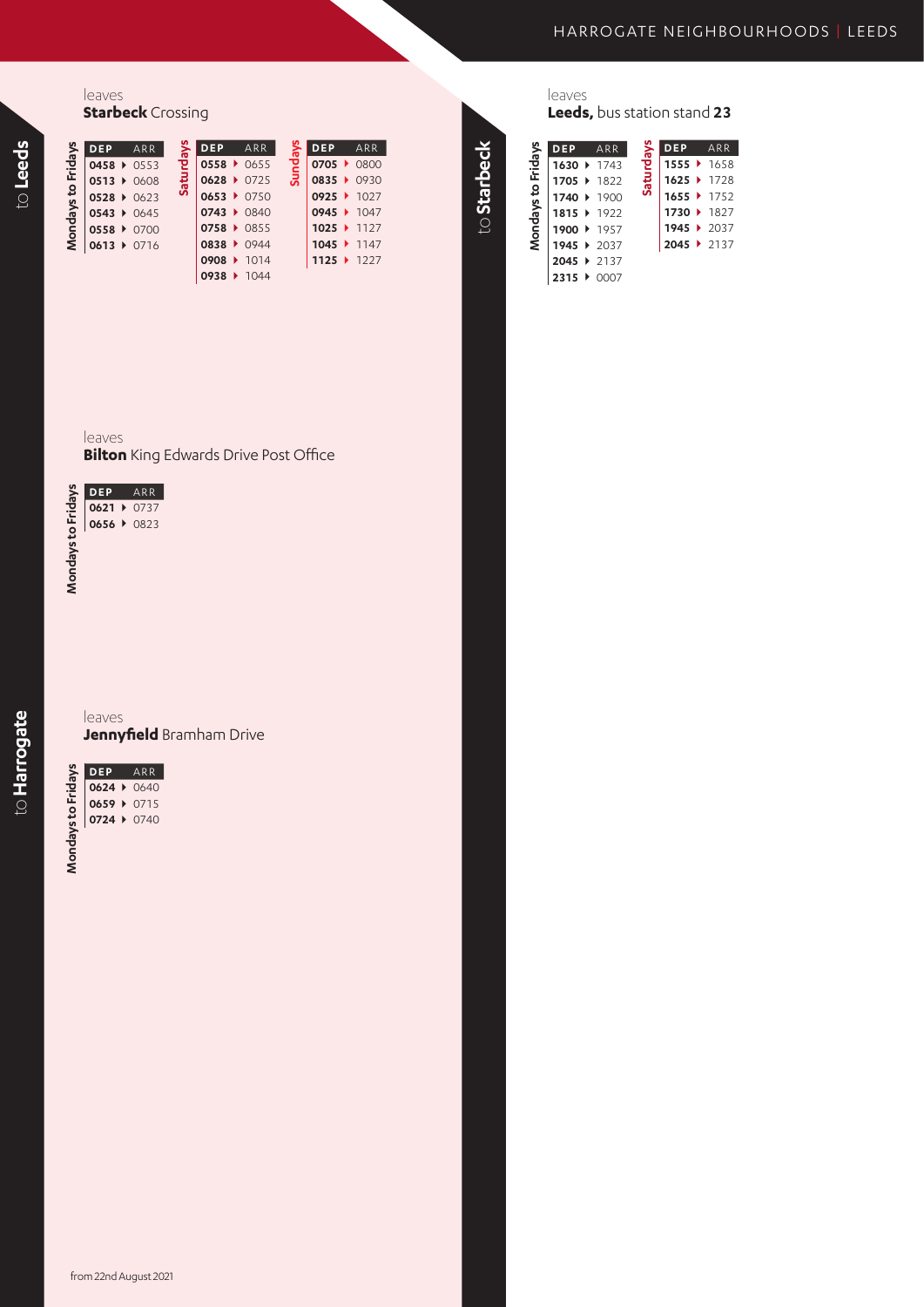## to Leeds

leaves
**Starbeck** Crossing

**Mondays to Fridays**

| DEP | ARR |
|---|---|
| 0458 | 0553 |
| 0513 | 0608 |
| 0528 | 0623 |
| 0543 | 0645 |
| 0558 | 0700 |
| 0613 | 0716 |

**Saturdays**

| DEP | ARR |
|---|---|
| 0558 | 0655 |
| 0628 | 0725 |
| 0653 | 0750 |
| 0743 | 0840 |
| 0758 | 0855 |
| 0838 | 0944 |
| 0908 | 1014 |
| 0938 | 1044 |

**Sundays**

| DEP | ARR |
|---|---|
| 0705 | 0800 |
| 0835 | 0930 |
| 0925 | 1027 |
| 0945 | 1047 |
| 1025 | 1127 |
| 1045 | 1147 |
| 1125 | 1227 |

## to Starbeck

leaves
**Leeds,** bus station stand **23**

**Mondays to Fridays**

| DEP | ARR |
|---|---|
| 1630 | 1743 |
| 1705 | 1822 |
| 1740 | 1900 |
| 1815 | 1922 |
| 1900 | 1957 |
| 1945 | 2037 |
| 2045 | 2137 |
| 2315 | 0007 |

**Saturdays**

| DEP | ARR |
|---|---|
| 1555 | 1658 |
| 1625 | 1728 |
| 1655 | 1752 |
| 1730 | 1827 |
| 1945 | 2037 |
| 2045 | 2137 |

## to Harrogate

leaves
**Bilton** King Edwards Drive Post Office

**Mondays to Fridays**

| DEP | ARR |
|---|---|
| 0621 | 0737 |
| 0656 | 0823 |

leaves
**Jennyfield** Bramham Drive

**Mondays to Fridays**

| DEP | ARR |
|---|---|
| 0624 | 0640 |
| 0659 | 0715 |
| 0724 | 0740 |

from 22nd August 2021